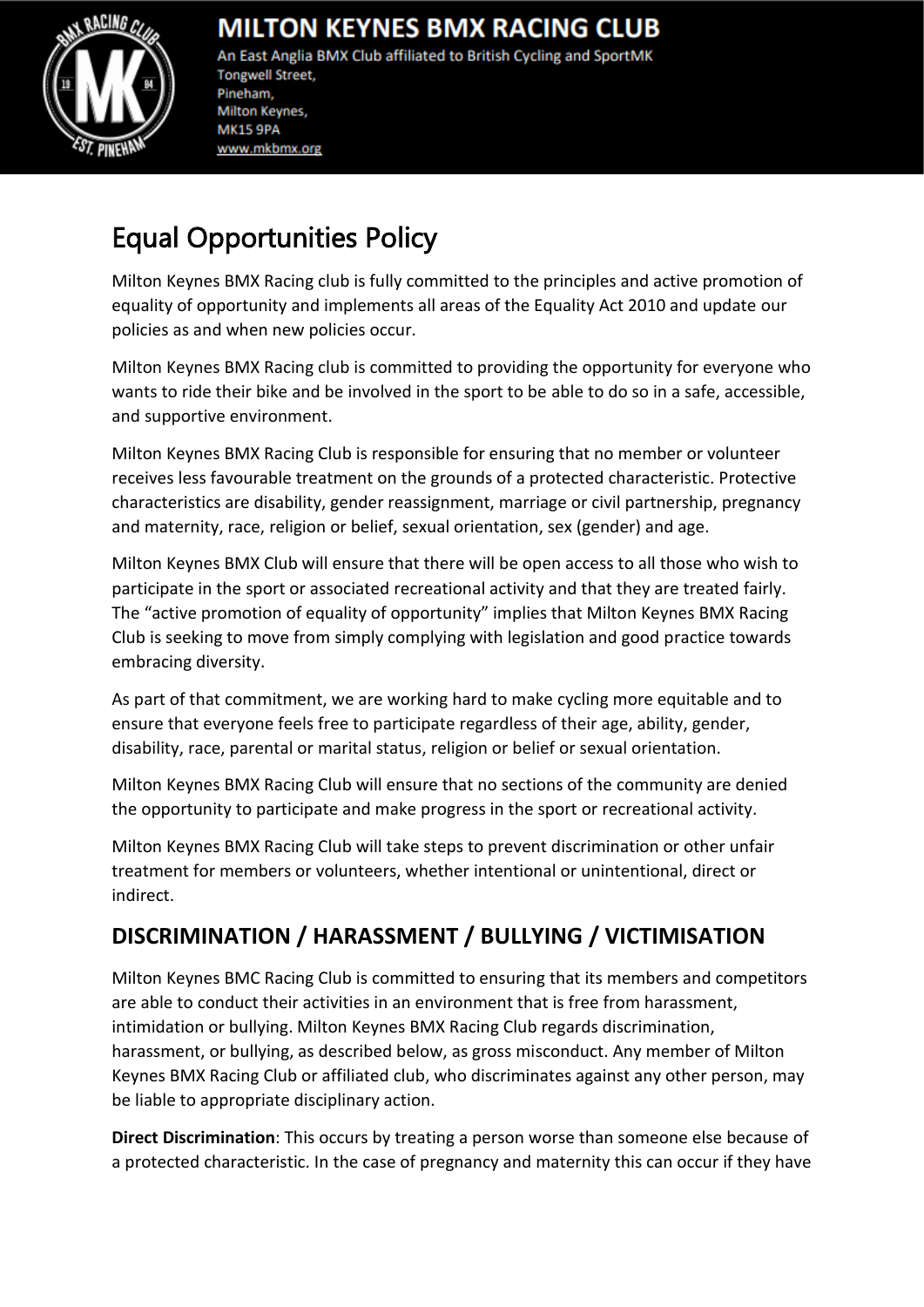# MILTON KEYNES BMX RACING CLUB

An East Anglia BMX Club affiliated to British Cycling and SportMK
Tongwell Street,
Pineham,
Milton Keynes,
MK15 9PA
www.mkbmx.org

# Equal Opportunities Policy

Milton Keynes BMX Racing club is fully committed to the principles and active promotion of equality of opportunity and implements all areas of the Equality Act 2010 and update our policies as and when new policies occur.

Milton Keynes BMX Racing club is committed to providing the opportunity for everyone who wants to ride their bike and be involved in the sport to be able to do so in a safe, accessible, and supportive environment.

Milton Keynes BMX Racing Club is responsible for ensuring that no member or volunteer receives less favourable treatment on the grounds of a protected characteristic. Protective characteristics are disability, gender reassignment, marriage or civil partnership, pregnancy and maternity, race, religion or belief, sexual orientation, sex (gender) and age.

Milton Keynes BMX Club will ensure that there will be open access to all those who wish to participate in the sport or associated recreational activity and that they are treated fairly. The "active promotion of equality of opportunity" implies that Milton Keynes BMX Racing Club is seeking to move from simply complying with legislation and good practice towards embracing diversity.

As part of that commitment, we are working hard to make cycling more equitable and to ensure that everyone feels free to participate regardless of their age, ability, gender, disability, race, parental or marital status, religion or belief or sexual orientation.

Milton Keynes BMX Racing Club will ensure that no sections of the community are denied the opportunity to participate and make progress in the sport or recreational activity.

Milton Keynes BMX Racing Club will take steps to prevent discrimination or other unfair treatment for members or volunteers, whether intentional or unintentional, direct or indirect.

## DISCRIMINATION / HARASSMENT / BULLYING / VICTIMISATION

Milton Keynes BMC Racing Club is committed to ensuring that its members and competitors are able to conduct their activities in an environment that is free from harassment, intimidation or bullying. Milton Keynes BMX Racing Club regards discrimination, harassment, or bullying, as described below, as gross misconduct. Any member of Milton Keynes BMX Racing Club or affiliated club, who discriminates against any other person, may be liable to appropriate disciplinary action.

**Direct Discrimination**: This occurs by treating a person worse than someone else because of a protected characteristic. In the case of pregnancy and maternity this can occur if they have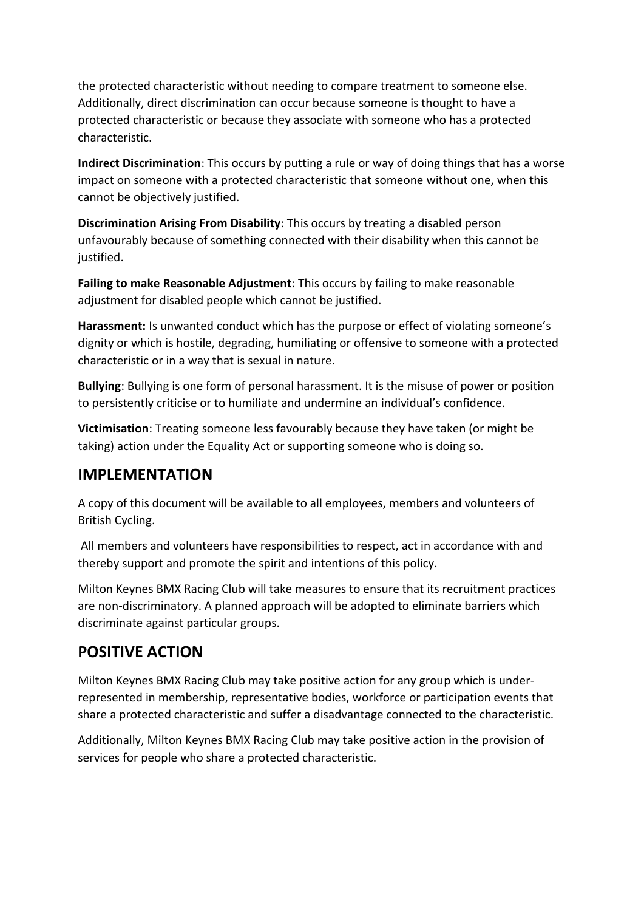the protected characteristic without needing to compare treatment to someone else. Additionally, direct discrimination can occur because someone is thought to have a protected characteristic or because they associate with someone who has a protected characteristic.

**Indirect Discrimination**: This occurs by putting a rule or way of doing things that has a worse impact on someone with a protected characteristic that someone without one, when this cannot be objectively justified.

**Discrimination Arising From Disability**: This occurs by treating a disabled person unfavourably because of something connected with their disability when this cannot be justified.

**Failing to make Reasonable Adjustment**: This occurs by failing to make reasonable adjustment for disabled people which cannot be justified.

**Harassment:** Is unwanted conduct which has the purpose or effect of violating someone's dignity or which is hostile, degrading, humiliating or offensive to someone with a protected characteristic or in a way that is sexual in nature.

**Bullying**: Bullying is one form of personal harassment. It is the misuse of power or position to persistently criticise or to humiliate and undermine an individual's confidence.

**Victimisation**: Treating someone less favourably because they have taken (or might be taking) action under the Equality Act or supporting someone who is doing so.

## IMPLEMENTATION

A copy of this document will be available to all employees, members and volunteers of British Cycling.

All members and volunteers have responsibilities to respect, act in accordance with and thereby support and promote the spirit and intentions of this policy.

Milton Keynes BMX Racing Club will take measures to ensure that its recruitment practices are non-discriminatory. A planned approach will be adopted to eliminate barriers which discriminate against particular groups.

## POSITIVE ACTION

Milton Keynes BMX Racing Club may take positive action for any group which is under-represented in membership, representative bodies, workforce or participation events that share a protected characteristic and suffer a disadvantage connected to the characteristic.

Additionally, Milton Keynes BMX Racing Club may take positive action in the provision of services for people who share a protected characteristic.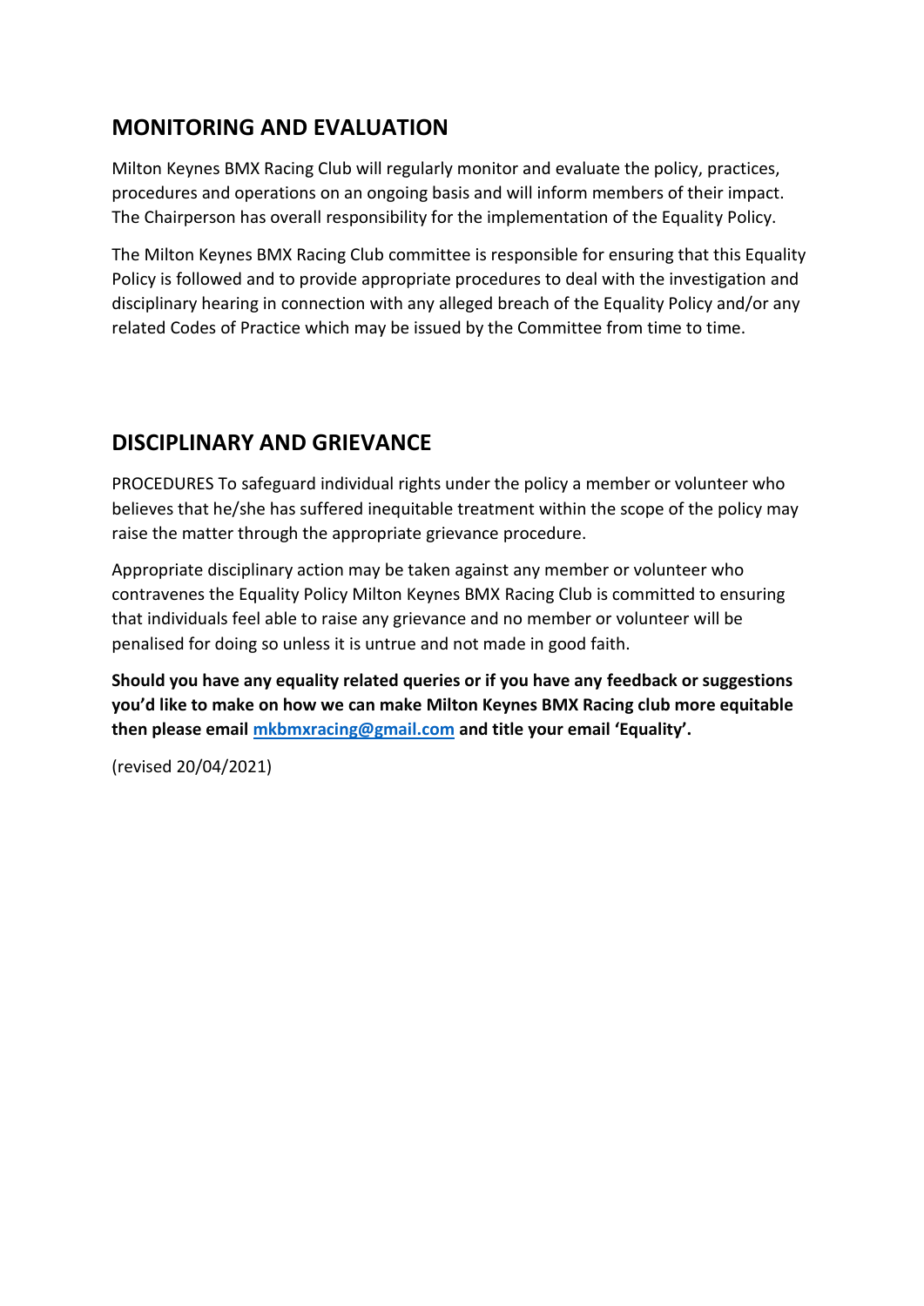## MONITORING AND EVALUATION

Milton Keynes BMX Racing Club will regularly monitor and evaluate the policy, practices, procedures and operations on an ongoing basis and will inform members of their impact. The Chairperson has overall responsibility for the implementation of the Equality Policy.

The Milton Keynes BMX Racing Club committee is responsible for ensuring that this Equality Policy is followed and to provide appropriate procedures to deal with the investigation and disciplinary hearing in connection with any alleged breach of the Equality Policy and/or any related Codes of Practice which may be issued by the Committee from time to time.

## DISCIPLINARY AND GRIEVANCE

PROCEDURES To safeguard individual rights under the policy a member or volunteer who believes that he/she has suffered inequitable treatment within the scope of the policy may raise the matter through the appropriate grievance procedure.

Appropriate disciplinary action may be taken against any member or volunteer who contravenes the Equality Policy Milton Keynes BMX Racing Club is committed to ensuring that individuals feel able to raise any grievance and no member or volunteer will be penalised for doing so unless it is untrue and not made in good faith.

**Should you have any equality related queries or if you have any feedback or suggestions you'd like to make on how we can make Milton Keynes BMX Racing club more equitable then please email [mkbmxracing@gmail.com](mailto:mkbmxracing@gmail.com) and title your email 'Equality'.**

(revised 20/04/2021)